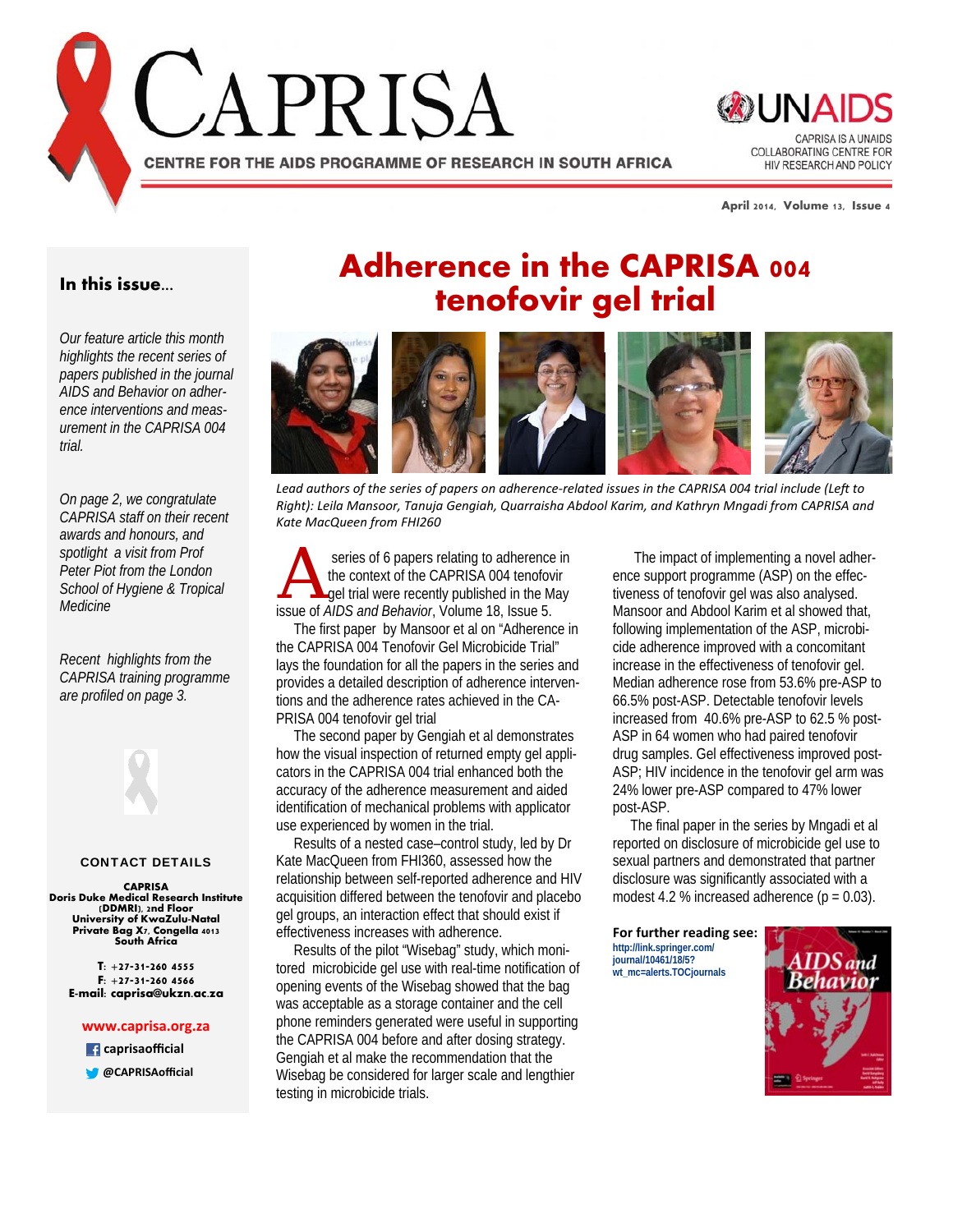# CAPRISA

CENTRE FOR THE AIDS PROGRAMME OF RESEARCH IN SOUTH AFRICA

UNAIDS

CAPRISA IS A UNAIDS COLLABORATING CENTRE FOR HIV RESEARCH AND POLICY

April 2014, Volume 13, Issue 4

## In this issue...

*Our feature article this month highlights the recent series of papers published in the journal AIDS and Behavior on adherence interventions and measurement in the CAPRISA 004 trial.*

*On page 2, we congratulate CAPRISA staff on their recent awards and honours, and spotlight a visit from Prof Peter Piot from the London School of Hygiene & Tropical Medicine*

*Recent highlights from the CAPRISA training programme are profiled on page 3.*

**CONTACT DETAILS**

**CAPRISA**
**Doris Duke Medical Research Institute (DDMRI), 2nd Floor**
**University of KwaZulu-Natal**
**Private Bag X7, Congella 4013**
**South Africa**

**T: +27-31-260 4555**
**F: +27-31-260 4566**
**E-mail: caprisa@ukzn.ac.za**

**www.caprisa.org.za**

**caprisaofficial**

**@CAPRISAofficial**

# Adherence in the CAPRISA 004 tenofovir gel trial

*Lead authors of the series of papers on adherence-related issues in the CAPRISA 004 trial include (Left to Right): Leila Mansoor, Tanuja Gengiah, Quarraisha Abdool Karim, and Kathryn Mngadi from CAPRISA and Kate MacQueen from FHI260*

A series of 6 papers relating to adherence in the context of the CAPRISA 004 tenofovir gel trial were recently published in the May issue of *AIDS and Behavior*, Volume 18, Issue 5.

The first paper by Mansoor et al on "Adherence in the CAPRISA 004 Tenofovir Gel Microbicide Trial" lays the foundation for all the papers in the series and provides a detailed description of adherence interventions and the adherence rates achieved in the CAPRISA 004 tenofovir gel trial

The second paper by Gengiah et al demonstrates how the visual inspection of returned empty gel applicators in the CAPRISA 004 trial enhanced both the accuracy of the adherence measurement and aided identification of mechanical problems with applicator use experienced by women in the trial.

Results of a nested case–control study, led by Dr Kate MacQueen from FHI360, assessed how the relationship between self-reported adherence and HIV acquisition differed between the tenofovir and placebo gel groups, an interaction effect that should exist if effectiveness increases with adherence.

Results of the pilot "Wisebag" study, which monitored microbicide gel use with real-time notification of opening events of the Wisebag showed that the bag was acceptable as a storage container and the cell phone reminders generated were useful in supporting the CAPRISA 004 before and after dosing strategy. Gengiah et al make the recommendation that the Wisebag be considered for larger scale and lengthier testing in microbicide trials.

The impact of implementing a novel adherence support programme (ASP) on the effectiveness of tenofovir gel was also analysed. Mansoor and Abdool Karim et al showed that, following implementation of the ASP, microbicide adherence improved with a concomitant increase in the effectiveness of tenofovir gel. Median adherence rose from 53.6% pre-ASP to 66.5% post-ASP. Detectable tenofovir levels increased from 40.6% pre-ASP to 62.5 % post-ASP in 64 women who had paired tenofovir drug samples. Gel effectiveness improved post-ASP; HIV incidence in the tenofovir gel arm was 24% lower pre-ASP compared to 47% lower post-ASP.

The final paper in the series by Mngadi et al reported on disclosure of microbicide gel use to sexual partners and demonstrated that partner disclosure was significantly associated with a modest 4.2 % increased adherence ($p = 0.03$).

**For further reading see:** http://link.springer.com/journal/10461/18/5?wt_mc=alerts.TOCjournals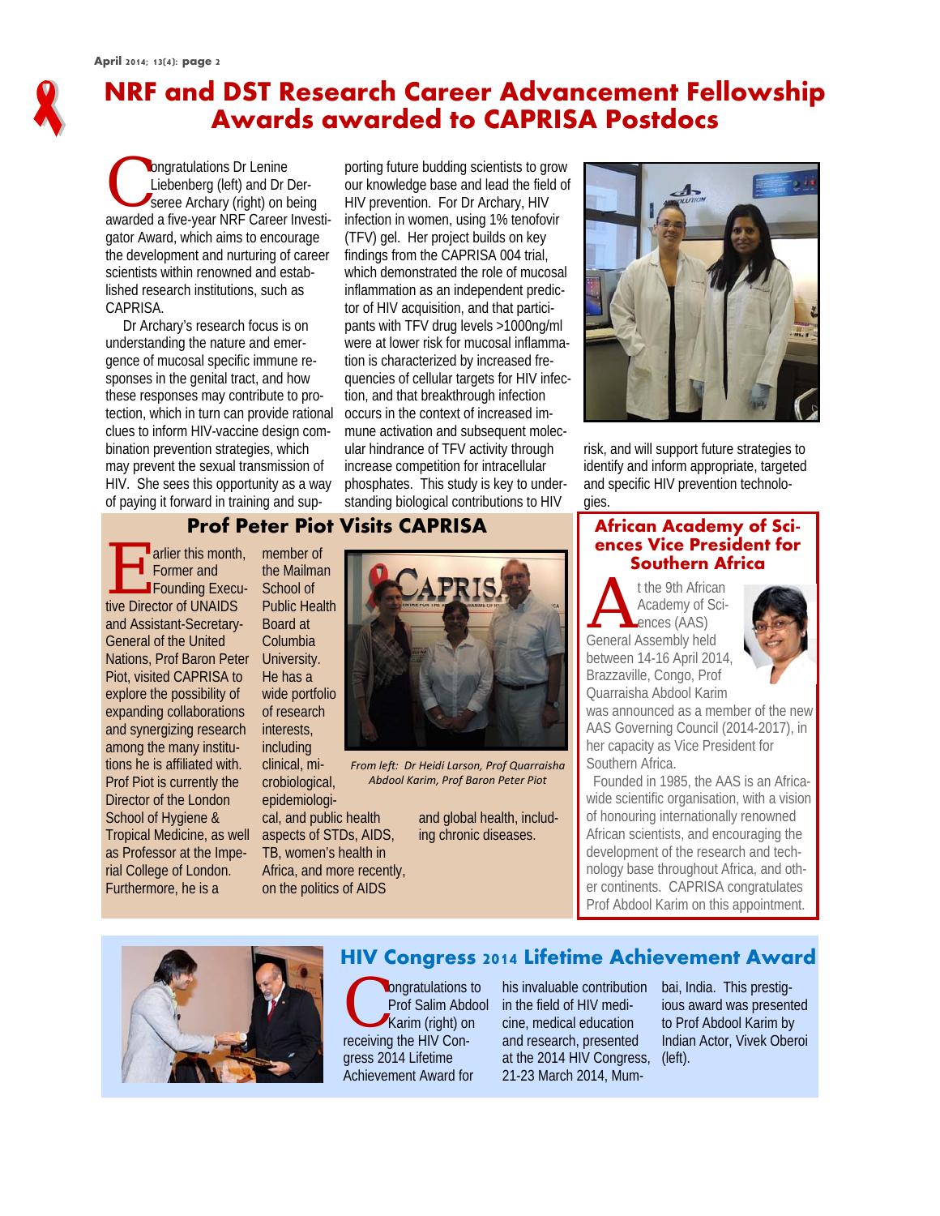# NRF and DST Research Career Advancement Fellowship Awards awarded to CAPRISA Postdocs

Congratulations Dr Lenine Liebenberg (left) and Dr Derseree Archary (right) on being awarded a five-year NRF Career Investigator Award, which aims to encourage the development and nurturing of career scientists within renowned and established research institutions, such as CAPRISA.

Dr Archary's research focus is on understanding the nature and emergence of mucosal specific immune responses in the genital tract, and how these responses may contribute to protection, which in turn can provide rational clues to inform HIV-vaccine design combination prevention strategies, which may prevent the sexual transmission of HIV. She sees this opportunity as a way of paying it forward in training and supporting future budding scientists to grow our knowledge base and lead the field of HIV prevention. For Dr Archary, HIV infection in women, using 1% tenofovir (TFV) gel. Her project builds on key findings from the CAPRISA 004 trial, which demonstrated the role of mucosal inflammation as an independent predictor of HIV acquisition, and that participants with TFV drug levels >1000ng/ml were at lower risk for mucosal inflammation is characterized by increased frequencies of cellular targets for HIV infection, and that breakthrough infection occurs in the context of increased immune activation and subsequent molecular hindrance of TFV activity through increase competition for intracellular phosphates. This study is key to understanding biological contributions to HIV risk, and will support future strategies to identify and inform appropriate, targeted and specific HIV prevention technologies.

## Prof Peter Piot Visits CAPRISA

Earlier this month, Former and Founding Executive Director of UNAIDS and Assistant-Secretary-General of the United Nations, Prof Baron Peter Piot, visited CAPRISA to explore the possibility of expanding collaborations and synergizing research among the many institutions he is affiliated with. Prof Piot is currently the Director of the London School of Hygiene & Tropical Medicine, as well as Professor at the Imperial College of London. Furthermore, he is a member of the Mailman School of Public Health Board at Columbia University. He has a wide portfolio of research interests, including clinical, microbiological, epidemiological, and public health aspects of STDs, AIDS, TB, women's health in Africa, and more recently, on the politics of AIDS and global health, including chronic diseases.

*From left: Dr Heidi Larson, Prof Quarraisha Abdool Karim, Prof Baron Peter Piot*

## African Academy of Sciences Vice President for Southern Africa

At the 9th African Academy of Sciences (AAS) General Assembly held between 14-16 April 2014, Brazzaville, Congo, Prof Quarraisha Abdool Karim was announced as a member of the new AAS Governing Council (2014-2017), in her capacity as Vice President for Southern Africa.

Founded in 1985, the AAS is an Africa-wide scientific organisation, with a vision of honouring internationally renowned African scientists, and encouraging the development of the research and technology base throughout Africa, and other continents. CAPRISA congratulates Prof Abdool Karim on this appointment.

## HIV Congress 2014 Lifetime Achievement Award

Congratulations to Prof Salim Abdool Karim (right) on receiving the HIV Congress 2014 Lifetime Achievement Award for his invaluable contribution in the field of HIV medicine, medical education and research, presented at the 2014 HIV Congress, 21-23 March 2014, Mumbai, India. This prestigious award was presented to Prof Abdool Karim by Indian Actor, Vivek Oberoi (left).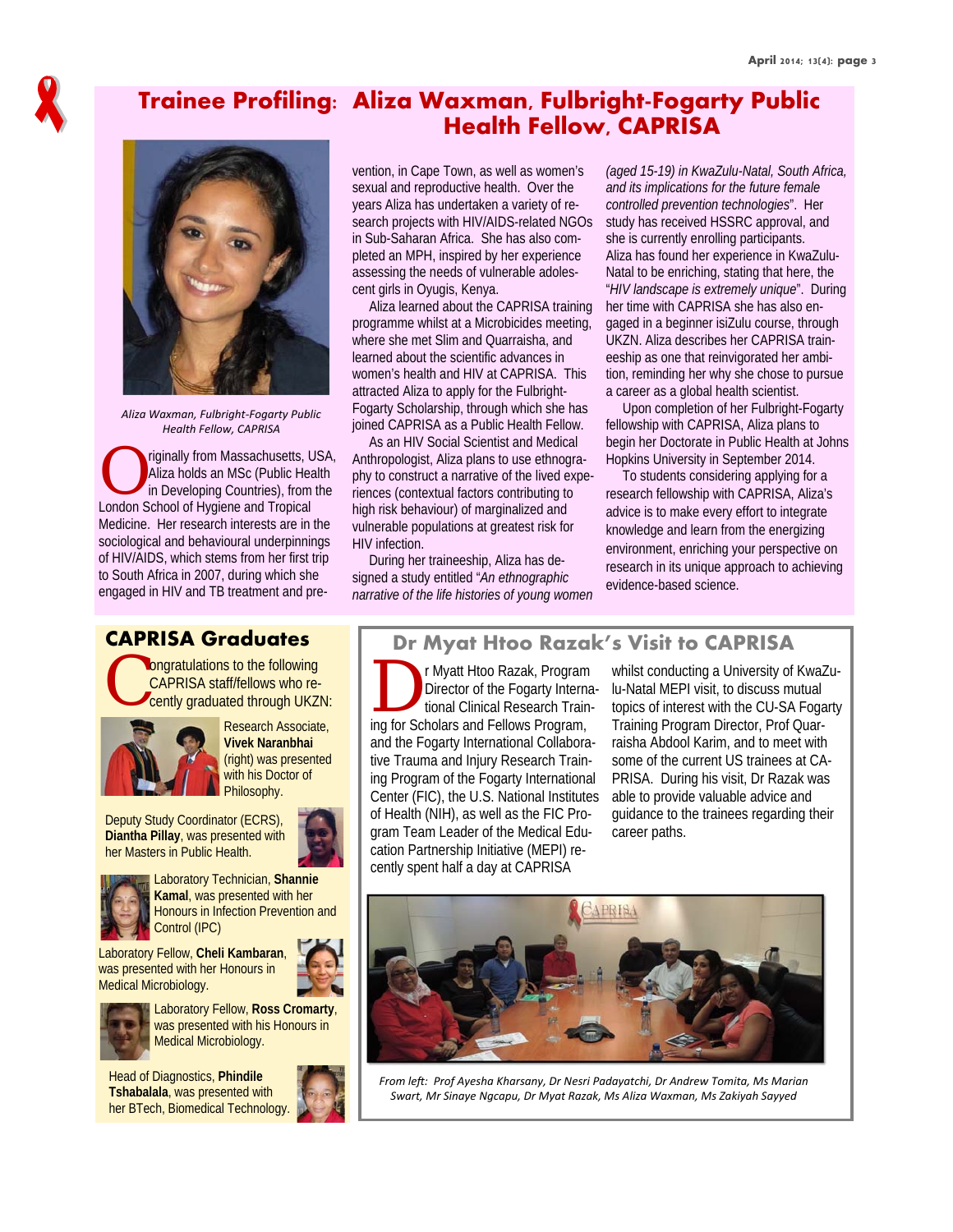# Trainee Profiling: Aliza Waxman, Fulbright-Fogarty Public Health Fellow, CAPRISA

*Aliza Waxman, Fulbright-Fogarty Public Health Fellow, CAPRISA*

Originally from Massachusetts, USA, Aliza holds an MSc (Public Health in Developing Countries), from the London School of Hygiene and Tropical Medicine. Her research interests are in the sociological and behavioural underpinnings of HIV/AIDS, which stems from her first trip to South Africa in 2007, during which she engaged in HIV and TB treatment and prevention, in Cape Town, as well as women's sexual and reproductive health. Over the years Aliza has undertaken a variety of research projects with HIV/AIDS-related NGOs in Sub-Saharan Africa. She has also completed an MPH, inspired by her experience assessing the needs of vulnerable adolescent girls in Oyugis, Kenya.

Aliza learned about the CAPRISA training programme whilst at a Microbicides meeting, where she met Slim and Quarraisha, and learned about the scientific advances in women's health and HIV at CAPRISA. This attracted Aliza to apply for the Fulbright-Fogarty Scholarship, through which she has joined CAPRISA as a Public Health Fellow.

As an HIV Social Scientist and Medical Anthropologist, Aliza plans to use ethnography to construct a narrative of the lived experiences (contextual factors contributing to high risk behaviour) of marginalized and vulnerable populations at greatest risk for HIV infection.

During her traineeship, Aliza has designed a study entitled "*An ethnographic narrative of the life histories of young women (aged 15-19) in KwaZulu-Natal, South Africa, and its implications for the future female controlled prevention technologies*". Her study has received HSSRC approval, and she is currently enrolling participants. Aliza has found her experience in KwaZulu-Natal to be enriching, stating that here, the "*HIV landscape is extremely unique*". During her time with CAPRISA she has also engaged in a beginner isiZulu course, through UKZN. Aliza describes her CAPRISA traineeship as one that reinvigorated her ambition, reminding her why she chose to pursue a career as a global health scientist.

Upon completion of her Fulbright-Fogarty fellowship with CAPRISA, Aliza plans to begin her Doctorate in Public Health at Johns Hopkins University in September 2014.

To students considering applying for a research fellowship with CAPRISA, Aliza's advice is to make every effort to integrate knowledge and learn from the energizing environment, enriching your perspective on research in its unique approach to achieving evidence-based science.

## CAPRISA Graduates

Congratulations to the following CAPRISA staff/fellows who recently graduated through UKZN:

Research Associate, **Vivek Naranbhai** (right) was presented with his Doctor of Philosophy.

Deputy Study Coordinator (ECRS), **Diantha Pillay**, was presented with her Masters in Public Health.

Laboratory Technician, **Shannie Kamal**, was presented with her Honours in Infection Prevention and Control (IPC)

Laboratory Fellow, **Cheli Kambaran**, was presented with her Honours in Medical Microbiology.

Laboratory Fellow, **Ross Cromarty**, was presented with his Honours in Medical Microbiology.

Head of Diagnostics, **Phindile Tshabalala**, was presented with her BTech, Biomedical Technology.

## Dr Myat Htoo Razak's Visit to CAPRISA

Dr Myatt Htoo Razak, Program Director of the Fogarty International Clinical Research Training for Scholars and Fellows Program, and the Fogarty International Collaborative Trauma and Injury Research Training Program of the Fogarty International Center (FIC), the U.S. National Institutes of Health (NIH), as well as the FIC Program Team Leader of the Medical Education Partnership Initiative (MEPI) recently spent half a day at CAPRISA whilst conducting a University of KwaZulu-Natal MEPI visit, to discuss mutual topics of interest with the CU-SA Fogarty Training Program Director, Prof Quarraisha Abdool Karim, and to meet with some of the current US trainees at CAPRISA. During his visit, Dr Razak was able to provide valuable advice and guidance to the trainees regarding their career paths.

*From left: Prof Ayesha Kharsany, Dr Nesri Padayatchi, Dr Andrew Tomita, Ms Marian Swart, Mr Sinaye Ngcapu, Dr Myat Razak, Ms Aliza Waxman, Ms Zakiyah Sayyed*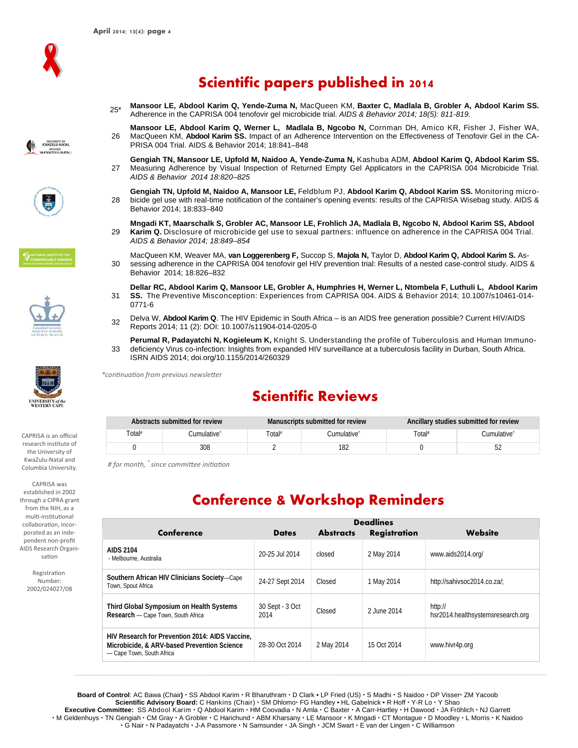# Scientific papers published in 2014

25* **Mansoor LE, Abdool Karim Q, Yende-Zuma N,** MacQueen KM, **Baxter C, Madlala B, Grobler A, Abdool Karim SS.** Adherence in the CAPRISA 004 tenofovir gel microbicide trial. *AIDS & Behavior 2014; 18(5): 811-819.*

26 **Mansoor LE, Abdool Karim Q, Werner L, Madlala B, Ngcobo N,** Cornman DH, Amico KR, Fisher J, Fisher WA, MacQueen KM, **Abdool Karim SS.** Impact of an Adherence Intervention on the Effectiveness of Tenofovir Gel in the CAPRISA 004 Trial. AIDS & Behavior 2014; 18:841–848

27 **Gengiah TN, Mansoor LE, Upfold M, Naidoo A, Yende-Zuma N,** Kashuba ADM, **Abdool Karim Q, Abdool Karim SS.** Measuring Adherence by Visual Inspection of Returned Empty Gel Applicators in the CAPRISA 004 Microbicide Trial. *AIDS & Behavior 2014 18:820–825*

28 **Gengiah TN, Upfold M, Naidoo A, Mansoor LE,** Feldblum PJ, **Abdool Karim Q, Abdool Karim SS.** Monitoring microbicide gel use with real-time notification of the container's opening events: results of the CAPRISA Wisebag study. AIDS & Behavior 2014; 18:833–840

29 **Mngadi KT, Maarschalk S, Grobler AC, Mansoor LE, Frohlich JA, Madlala B, Ngcobo N, Abdool Karim SS, Abdool Karim Q.** Disclosure of microbicide gel use to sexual partners: influence on adherence in the CAPRISA 004 Trial. *AIDS & Behavior 2014; 18:849–854*

30 MacQueen KM, Weaver MA, **van Loggerenberg F,** Succop S, **Majola N,** Taylor D, **Abdool Karim Q, Abdool Karim S.** Assessing adherence in the CAPRISA 004 tenofovir gel HIV prevention trial: Results of a nested case-control study. AIDS & Behavior 2014; 18:826–832

31 **Dellar RC, Abdool Karim Q, Mansoor LE, Grobler A, Humphries H, Werner L, Ntombela F, Luthuli L, Abdool Karim SS.** The Preventive Misconception: Experiences from CAPRISA 004. AIDS & Behavior 2014; 10.1007/s10461-014-0771-6

32 Delva W, **Abdool Karim Q**. The HIV Epidemic in South Africa – is an AIDS free generation possible? Current HIV/AIDS Reports 2014; 11 (2): DOI: 10.1007/s11904-014-0205-0

33 **Perumal R, Padayatchi N, Kogieleum K,** Knight S. Understanding the profile of Tuberculosis and Human Immunodeficiency Virus co-infection: Insights from expanded HIV surveillance at a tuberculosis facility in Durban, South Africa. ISRN AIDS 2014; doi.org/10.1155/2014/260329

*\*continuation from previous newsletter*

# Scientific Reviews

| Abstracts submitted for review | | Manuscripts submitted for review | | Ancillary studies submitted for review | |
|---|---|---|---|---|---|
| Total# | Cumulative^ | Total# | Cumulative^ | Total# | Cumulative^ |
| 0 | 308 | 2 | 182 | 0 | 52 |

*# for month, ^ since committee initiation*

# Conference & Workshop Reminders

| Conference | Dates | Deadlines: Abstracts | Deadlines: Registration | Website |
|---|---|---|---|---|
| **AIDS 2104** - Melbourne, Australia | 20-25 Jul 2014 | closed | 2 May 2014 | www.aids2014.org/ |
| **Southern African HIV Clinicians Society**—Cape Town, Spout Africa | 24-27 Sept 2014 | Closed | 1 May 2014 | http://sahivsoc2014.co.za/; |
| **Third Global Symposium on Health Systems Research** — Cape Town, South Africa | 30 Sept - 3 Oct 2014 | Closed | 2 June 2014 | http://hsr2014.healthsystemsresearch.org |
| **HIV Research for Prevention 2014: AIDS Vaccine, Microbicide, & ARV-based Prevention Science** — Cape Town, South Africa | 28-30 Oct 2014 | 2 May 2014 | 15 Oct 2014 | www.hivr4p.org |

CAPRISA is an official research institute of the University of KwaZulu-Natal and Columbia University.

CAPRISA was established in 2002 through a CIPRA grant from the NIH, as a multi-institutional collaboration, incorporated as an independent non-profit AIDS Research Organisation

Registration Number: 2002/024027/08

**Board of Control**: AC Bawa (Chair) • SS Abdool Karim • R Bharuthram • D Clark • LP Fried (US) • S Madhi • S Naidoo • DP Visser• ZM Yacoob
**Scientific Advisory Board:** C Hankins (Chair) • SM Dhlomo• FG Handley • HL Gabelnick • R Hoff • Y-R Lo • Y Shao
**Executive Committee:** SS Abdool Karim • Q Abdool Karim • HM Coovadia • N Amla • C Baxter • A Carr-Hartley • H Dawood • JA Fröhlich • NJ Garrett • M Geldenhuys • TN Gengiah • CM Gray • A Grobler • C Harichund • ABM Kharsany • LE Mansoor • K Mngadi • CT Montague • D Moodley • L Morris • K Naidoo • G Nair • N Padayatchi • J-A Passmore • N Samsunder • JA Singh • JCM Swart • E van der Lingen • C Williamson